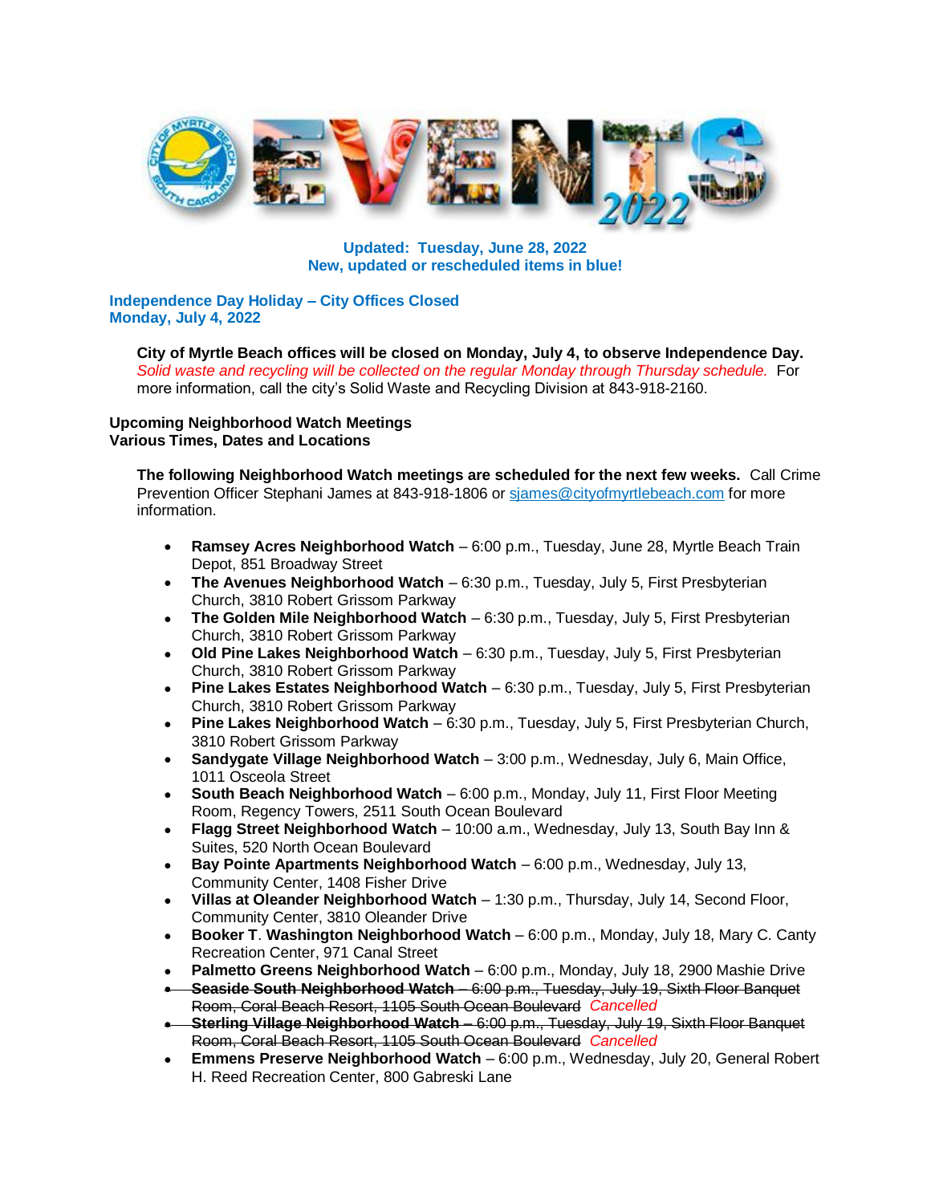**Updated: Tuesday, June 28, 2022**
**New, updated or rescheduled items in blue!**

## Independence Day Holiday – City Offices Closed
## Monday, July 4, 2022

**City of Myrtle Beach offices will be closed on Monday, July 4, to observe Independence Day.** *Solid waste and recycling will be collected on the regular Monday through Thursday schedule.* For more information, call the city's Solid Waste and Recycling Division at 843-918-2160.

## Upcoming Neighborhood Watch Meetings
## Various Times, Dates and Locations

**The following Neighborhood Watch meetings are scheduled for the next few weeks.** Call Crime Prevention Officer Stephani James at 843-918-1806 or sjames@cityofmyrtlebeach.com for more information.

- **Ramsey Acres Neighborhood Watch** – 6:00 p.m., Tuesday, June 28, Myrtle Beach Train Depot, 851 Broadway Street
- **The Avenues Neighborhood Watch** – 6:30 p.m., Tuesday, July 5, First Presbyterian Church, 3810 Robert Grissom Parkway
- **The Golden Mile Neighborhood Watch** – 6:30 p.m., Tuesday, July 5, First Presbyterian Church, 3810 Robert Grissom Parkway
- **Old Pine Lakes Neighborhood Watch** – 6:30 p.m., Tuesday, July 5, First Presbyterian Church, 3810 Robert Grissom Parkway
- **Pine Lakes Estates Neighborhood Watch** – 6:30 p.m., Tuesday, July 5, First Presbyterian Church, 3810 Robert Grissom Parkway
- **Pine Lakes Neighborhood Watch** – 6:30 p.m., Tuesday, July 5, First Presbyterian Church, 3810 Robert Grissom Parkway
- **Sandygate Village Neighborhood Watch** – 3:00 p.m., Wednesday, July 6, Main Office, 1011 Osceola Street
- **South Beach Neighborhood Watch** – 6:00 p.m., Monday, July 11, First Floor Meeting Room, Regency Towers, 2511 South Ocean Boulevard
- **Flagg Street Neighborhood Watch** – 10:00 a.m., Wednesday, July 13, South Bay Inn & Suites, 520 North Ocean Boulevard
- **Bay Pointe Apartments Neighborhood Watch** – 6:00 p.m., Wednesday, July 13, Community Center, 1408 Fisher Drive
- **Villas at Oleander Neighborhood Watch** – 1:30 p.m., Thursday, July 14, Second Floor, Community Center, 3810 Oleander Drive
- **Booker T. Washington Neighborhood Watch** – 6:00 p.m., Monday, July 18, Mary C. Canty Recreation Center, 971 Canal Street
- **Palmetto Greens Neighborhood Watch** – 6:00 p.m., Monday, July 18, 2900 Mashie Drive
- ~~**Seaside South Neighborhood Watch** – 6:00 p.m., Tuesday, July 19, Sixth Floor Banquet Room, Coral Beach Resort, 1105 South Ocean Boulevard~~ *Cancelled*
- ~~**Sterling Village Neighborhood Watch** – 6:00 p.m., Tuesday, July 19, Sixth Floor Banquet Room, Coral Beach Resort, 1105 South Ocean Boulevard~~ *Cancelled*
- **Emmens Preserve Neighborhood Watch** – 6:00 p.m., Wednesday, July 20, General Robert H. Reed Recreation Center, 800 Gabreski Lane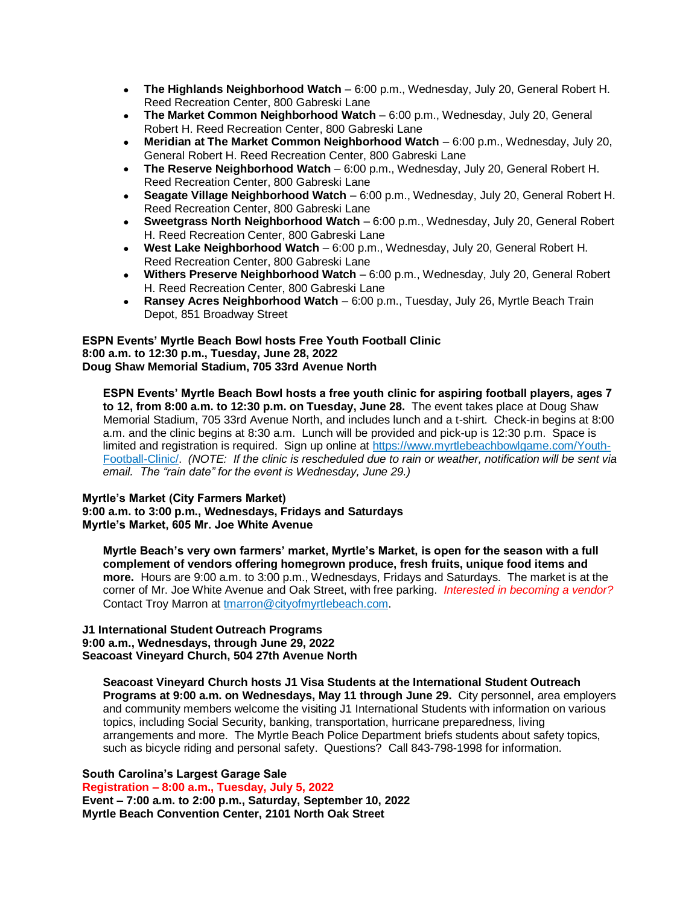- **The Highlands Neighborhood Watch** – 6:00 p.m., Wednesday, July 20, General Robert H. Reed Recreation Center, 800 Gabreski Lane
- **The Market Common Neighborhood Watch** – 6:00 p.m., Wednesday, July 20, General Robert H. Reed Recreation Center, 800 Gabreski Lane
- **Meridian at The Market Common Neighborhood Watch** – 6:00 p.m., Wednesday, July 20, General Robert H. Reed Recreation Center, 800 Gabreski Lane
- **The Reserve Neighborhood Watch** – 6:00 p.m., Wednesday, July 20, General Robert H. Reed Recreation Center, 800 Gabreski Lane
- **Seagate Village Neighborhood Watch** – 6:00 p.m., Wednesday, July 20, General Robert H. Reed Recreation Center, 800 Gabreski Lane
- **Sweetgrass North Neighborhood Watch** – 6:00 p.m., Wednesday, July 20, General Robert H. Reed Recreation Center, 800 Gabreski Lane
- **West Lake Neighborhood Watch** – 6:00 p.m., Wednesday, July 20, General Robert H. Reed Recreation Center, 800 Gabreski Lane
- **Withers Preserve Neighborhood Watch** – 6:00 p.m., Wednesday, July 20, General Robert H. Reed Recreation Center, 800 Gabreski Lane
- **Ransey Acres Neighborhood Watch** – 6:00 p.m., Tuesday, July 26, Myrtle Beach Train Depot, 851 Broadway Street

**ESPN Events' Myrtle Beach Bowl hosts Free Youth Football Clinic**
**8:00 a.m. to 12:30 p.m., Tuesday, June 28, 2022**
**Doug Shaw Memorial Stadium, 705 33rd Avenue North**

**ESPN Events' Myrtle Beach Bowl hosts a free youth clinic for aspiring football players, ages 7 to 12, from 8:00 a.m. to 12:30 p.m. on Tuesday, June 28.** The event takes place at Doug Shaw Memorial Stadium, 705 33rd Avenue North, and includes lunch and a t-shirt. Check-in begins at 8:00 a.m. and the clinic begins at 8:30 a.m. Lunch will be provided and pick-up is 12:30 p.m. Space is limited and registration is required. Sign up online at https://www.myrtlebeachbowlgame.com/Youth-Football-Clinic/. *(NOTE: If the clinic is rescheduled due to rain or weather, notification will be sent via email. The "rain date" for the event is Wednesday, June 29.)*

**Myrtle's Market (City Farmers Market)**
**9:00 a.m. to 3:00 p.m., Wednesdays, Fridays and Saturdays**
**Myrtle's Market, 605 Mr. Joe White Avenue**

**Myrtle Beach's very own farmers' market, Myrtle's Market, is open for the season with a full complement of vendors offering homegrown produce, fresh fruits, unique food items and more.** Hours are 9:00 a.m. to 3:00 p.m., Wednesdays, Fridays and Saturdays. The market is at the corner of Mr. Joe White Avenue and Oak Street, with free parking. *Interested in becoming a vendor?* Contact Troy Marron at tmarron@cityofmyrtlebeach.com.

**J1 International Student Outreach Programs**
**9:00 a.m., Wednesdays, through June 29, 2022**
**Seacoast Vineyard Church, 504 27th Avenue North**

**Seacoast Vineyard Church hosts J1 Visa Students at the International Student Outreach Programs at 9:00 a.m. on Wednesdays, May 11 through June 29.** City personnel, area employers and community members welcome the visiting J1 International Students with information on various topics, including Social Security, banking, transportation, hurricane preparedness, living arrangements and more. The Myrtle Beach Police Department briefs students about safety topics, such as bicycle riding and personal safety. Questions? Call 843-798-1998 for information.

**South Carolina's Largest Garage Sale**
**Registration – 8:00 a.m., Tuesday, July 5, 2022**
**Event – 7:00 a.m. to 2:00 p.m., Saturday, September 10, 2022**
**Myrtle Beach Convention Center, 2101 North Oak Street**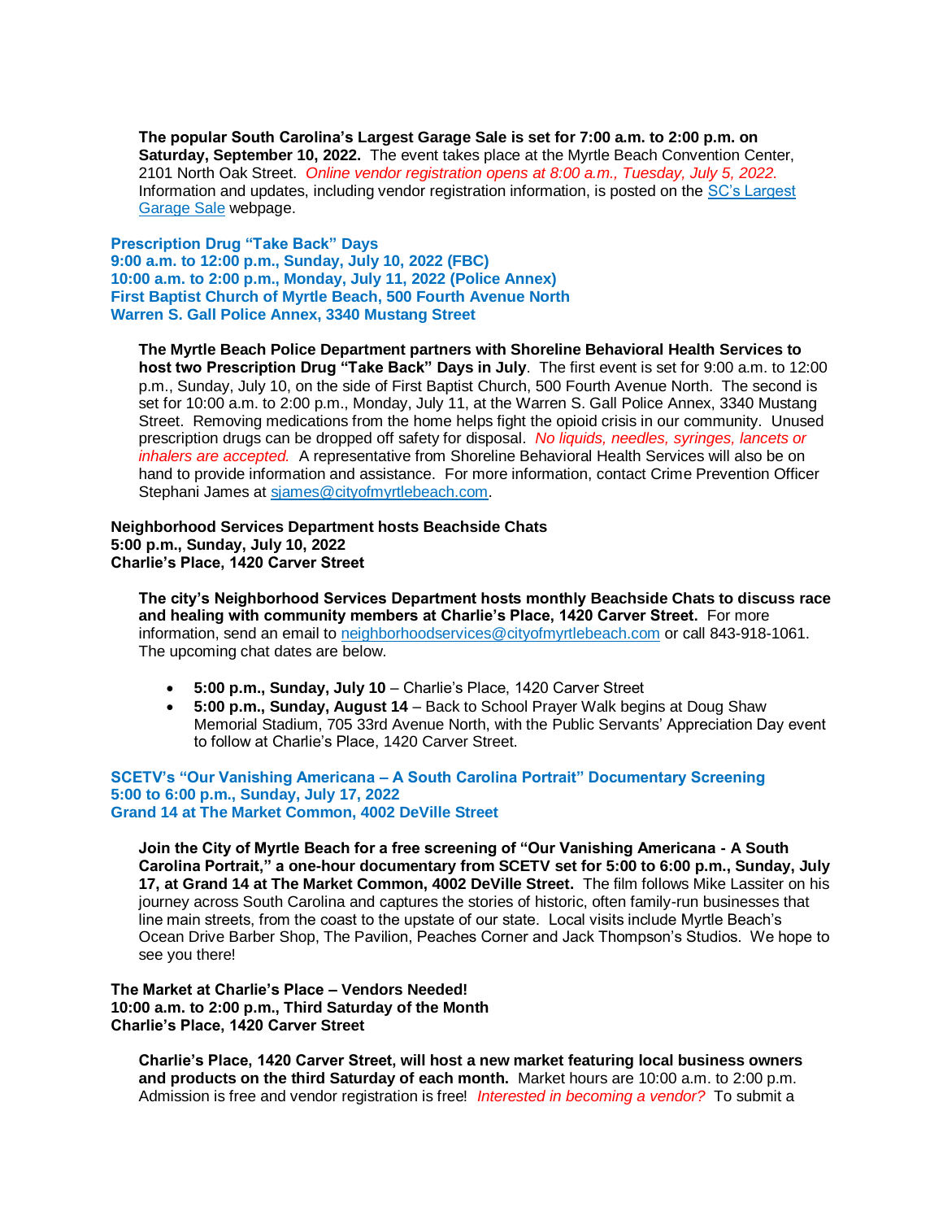**The popular South Carolina's Largest Garage Sale is set for 7:00 a.m. to 2:00 p.m. on Saturday, September 10, 2022.** The event takes place at the Myrtle Beach Convention Center, 2101 North Oak Street. *Online vendor registration opens at 8:00 a.m., Tuesday, July 5, 2022.* Information and updates, including vendor registration information, is posted on the [SC's Largest Garage Sale](#) webpage.

**Prescription Drug "Take Back" Days**
**9:00 a.m. to 12:00 p.m., Sunday, July 10, 2022 (FBC)**
**10:00 a.m. to 2:00 p.m., Monday, July 11, 2022 (Police Annex)**
**First Baptist Church of Myrtle Beach, 500 Fourth Avenue North**
**Warren S. Gall Police Annex, 3340 Mustang Street**

**The Myrtle Beach Police Department partners with Shoreline Behavioral Health Services to host two Prescription Drug "Take Back" Days in July**. The first event is set for 9:00 a.m. to 12:00 p.m., Sunday, July 10, on the side of First Baptist Church, 500 Fourth Avenue North. The second is set for 10:00 a.m. to 2:00 p.m., Monday, July 11, at the Warren S. Gall Police Annex, 3340 Mustang Street. Removing medications from the home helps fight the opioid crisis in our community. Unused prescription drugs can be dropped off safety for disposal. *No liquids, needles, syringes, lancets or inhalers are accepted.* A representative from Shoreline Behavioral Health Services will also be on hand to provide information and assistance. For more information, contact Crime Prevention Officer Stephani James at sjames@cityofmyrtlebeach.com.

**Neighborhood Services Department hosts Beachside Chats**
**5:00 p.m., Sunday, July 10, 2022**
**Charlie's Place, 1420 Carver Street**

**The city's Neighborhood Services Department hosts monthly Beachside Chats to discuss race and healing with community members at Charlie's Place, 1420 Carver Street.** For more information, send an email to neighborhoodservices@cityofmyrtlebeach.com or call 843-918-1061. The upcoming chat dates are below.

- **5:00 p.m., Sunday, July 10** – Charlie's Place, 1420 Carver Street
- **5:00 p.m., Sunday, August 14** – Back to School Prayer Walk begins at Doug Shaw Memorial Stadium, 705 33rd Avenue North, with the Public Servants' Appreciation Day event to follow at Charlie's Place, 1420 Carver Street.

**SCETV's "Our Vanishing Americana – A South Carolina Portrait" Documentary Screening**
**5:00 to 6:00 p.m., Sunday, July 17, 2022**
**Grand 14 at The Market Common, 4002 DeVille Street**

**Join the City of Myrtle Beach for a free screening of "Our Vanishing Americana - A South Carolina Portrait," a one-hour documentary from SCETV set for 5:00 to 6:00 p.m., Sunday, July 17, at Grand 14 at The Market Common, 4002 DeVille Street.** The film follows Mike Lassiter on his journey across South Carolina and captures the stories of historic, often family-run businesses that line main streets, from the coast to the upstate of our state. Local visits include Myrtle Beach's Ocean Drive Barber Shop, The Pavilion, Peaches Corner and Jack Thompson's Studios. We hope to see you there!

**The Market at Charlie's Place – Vendors Needed!**
**10:00 a.m. to 2:00 p.m., Third Saturday of the Month**
**Charlie's Place, 1420 Carver Street**

**Charlie's Place, 1420 Carver Street, will host a new market featuring local business owners and products on the third Saturday of each month.** Market hours are 10:00 a.m. to 2:00 p.m. Admission is free and vendor registration is free! *Interested in becoming a vendor?* To submit a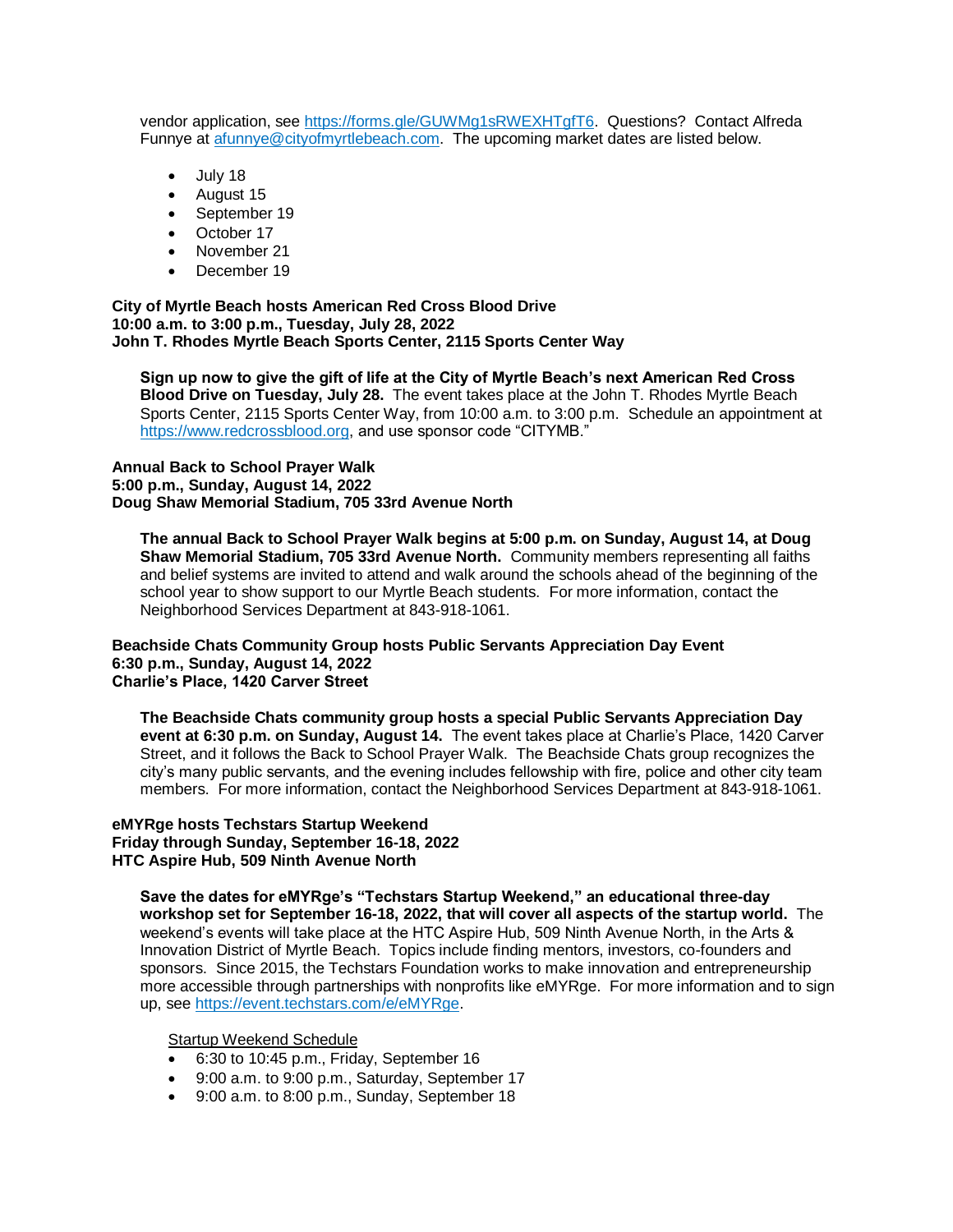vendor application, see https://forms.gle/GUWMg1sRWEXHTgfT6. Questions? Contact Alfreda Funnye at afunnye@cityofmyrtlebeach.com. The upcoming market dates are listed below.

- July 18
- August 15
- September 19
- October 17
- November 21
- December 19

**City of Myrtle Beach hosts American Red Cross Blood Drive**
**10:00 a.m. to 3:00 p.m., Tuesday, July 28, 2022**
**John T. Rhodes Myrtle Beach Sports Center, 2115 Sports Center Way**

**Sign up now to give the gift of life at the City of Myrtle Beach's next American Red Cross Blood Drive on Tuesday, July 28.** The event takes place at the John T. Rhodes Myrtle Beach Sports Center, 2115 Sports Center Way, from 10:00 a.m. to 3:00 p.m. Schedule an appointment at https://www.redcrossblood.org, and use sponsor code "CITYMB."

**Annual Back to School Prayer Walk**
**5:00 p.m., Sunday, August 14, 2022**
**Doug Shaw Memorial Stadium, 705 33rd Avenue North**

**The annual Back to School Prayer Walk begins at 5:00 p.m. on Sunday, August 14, at Doug Shaw Memorial Stadium, 705 33rd Avenue North.** Community members representing all faiths and belief systems are invited to attend and walk around the schools ahead of the beginning of the school year to show support to our Myrtle Beach students. For more information, contact the Neighborhood Services Department at 843-918-1061.

**Beachside Chats Community Group hosts Public Servants Appreciation Day Event**
**6:30 p.m., Sunday, August 14, 2022**
**Charlie's Place, 1420 Carver Street**

**The Beachside Chats community group hosts a special Public Servants Appreciation Day event at 6:30 p.m. on Sunday, August 14.** The event takes place at Charlie's Place, 1420 Carver Street, and it follows the Back to School Prayer Walk. The Beachside Chats group recognizes the city's many public servants, and the evening includes fellowship with fire, police and other city team members. For more information, contact the Neighborhood Services Department at 843-918-1061.

**eMYRge hosts Techstars Startup Weekend**
**Friday through Sunday, September 16-18, 2022**
**HTC Aspire Hub, 509 Ninth Avenue North**

**Save the dates for eMYRge's "Techstars Startup Weekend," an educational three-day workshop set for September 16-18, 2022, that will cover all aspects of the startup world.** The weekend's events will take place at the HTC Aspire Hub, 509 Ninth Avenue North, in the Arts & Innovation District of Myrtle Beach. Topics include finding mentors, investors, co-founders and sponsors. Since 2015, the Techstars Foundation works to make innovation and entrepreneurship more accessible through partnerships with nonprofits like eMYRge. For more information and to sign up, see https://event.techstars.com/e/eMYRge.

Startup Weekend Schedule

- 6:30 to 10:45 p.m., Friday, September 16
- 9:00 a.m. to 9:00 p.m., Saturday, September 17
- 9:00 a.m. to 8:00 p.m., Sunday, September 18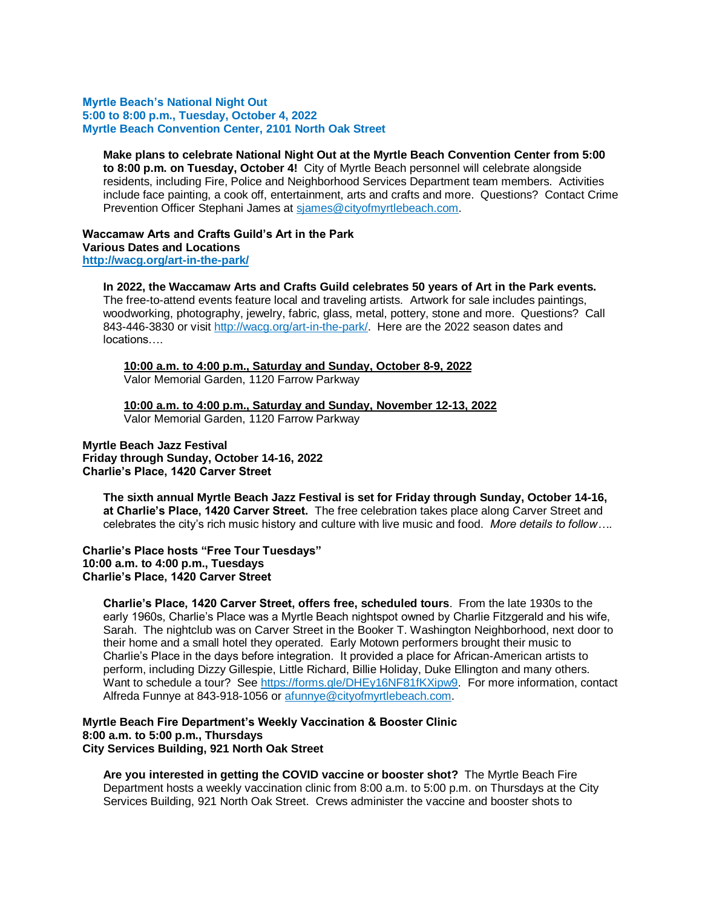**Myrtle Beach's National Night Out**
**5:00 to 8:00 p.m., Tuesday, October 4, 2022**
**Myrtle Beach Convention Center, 2101 North Oak Street**

**Make plans to celebrate National Night Out at the Myrtle Beach Convention Center from 5:00 to 8:00 p.m. on Tuesday, October 4!** City of Myrtle Beach personnel will celebrate alongside residents, including Fire, Police and Neighborhood Services Department team members. Activities include face painting, a cook off, entertainment, arts and crafts and more. Questions? Contact Crime Prevention Officer Stephani James at sjames@cityofmyrtlebeach.com.

**Waccamaw Arts and Crafts Guild's Art in the Park**
**Various Dates and Locations**
**http://wacg.org/art-in-the-park/**

**In 2022, the Waccamaw Arts and Crafts Guild celebrates 50 years of Art in the Park events.** The free-to-attend events feature local and traveling artists. Artwork for sale includes paintings, woodworking, photography, jewelry, fabric, glass, metal, pottery, stone and more. Questions? Call 843-446-3830 or visit http://wacg.org/art-in-the-park/. Here are the 2022 season dates and locations….

**10:00 a.m. to 4:00 p.m., Saturday and Sunday, October 8-9, 2022**
Valor Memorial Garden, 1120 Farrow Parkway

**10:00 a.m. to 4:00 p.m., Saturday and Sunday, November 12-13, 2022**
Valor Memorial Garden, 1120 Farrow Parkway

**Myrtle Beach Jazz Festival**
**Friday through Sunday, October 14-16, 2022**
**Charlie's Place, 1420 Carver Street**

**The sixth annual Myrtle Beach Jazz Festival is set for Friday through Sunday, October 14-16, at Charlie's Place, 1420 Carver Street.** The free celebration takes place along Carver Street and celebrates the city's rich music history and culture with live music and food. *More details to follow….*

**Charlie's Place hosts "Free Tour Tuesdays"**
**10:00 a.m. to 4:00 p.m., Tuesdays**
**Charlie's Place, 1420 Carver Street**

**Charlie's Place, 1420 Carver Street, offers free, scheduled tours**. From the late 1930s to the early 1960s, Charlie's Place was a Myrtle Beach nightspot owned by Charlie Fitzgerald and his wife, Sarah. The nightclub was on Carver Street in the Booker T. Washington Neighborhood, next door to their home and a small hotel they operated. Early Motown performers brought their music to Charlie's Place in the days before integration. It provided a place for African-American artists to perform, including Dizzy Gillespie, Little Richard, Billie Holiday, Duke Ellington and many others. Want to schedule a tour? See https://forms.gle/DHEy16NF81fKXipw9. For more information, contact Alfreda Funnye at 843-918-1056 or afunnye@cityofmyrtlebeach.com.

**Myrtle Beach Fire Department's Weekly Vaccination & Booster Clinic**
**8:00 a.m. to 5:00 p.m., Thursdays**
**City Services Building, 921 North Oak Street**

**Are you interested in getting the COVID vaccine or booster shot?** The Myrtle Beach Fire Department hosts a weekly vaccination clinic from 8:00 a.m. to 5:00 p.m. on Thursdays at the City Services Building, 921 North Oak Street. Crews administer the vaccine and booster shots to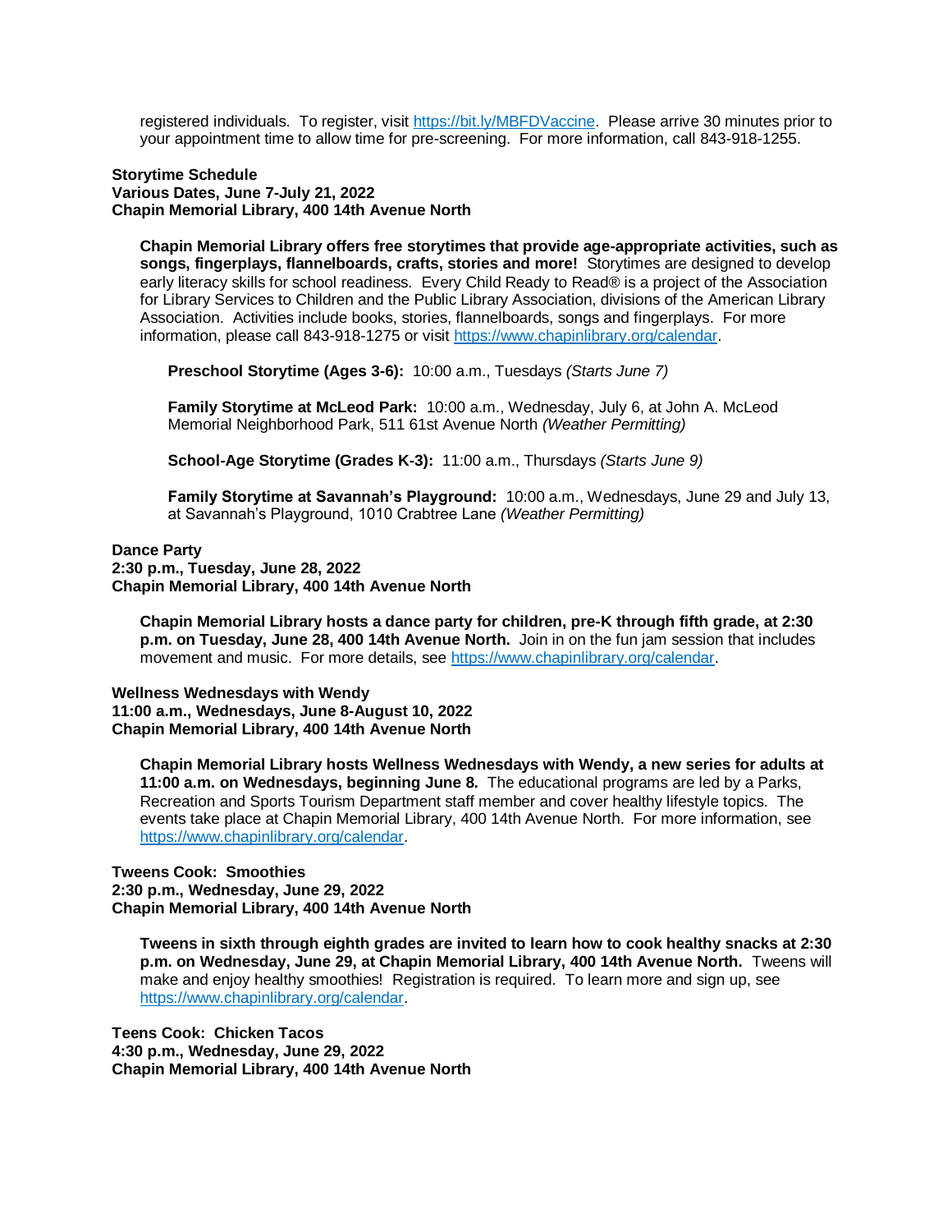registered individuals. To register, visit https://bit.ly/MBFDVaccine. Please arrive 30 minutes prior to your appointment time to allow time for pre-screening. For more information, call 843-918-1255.

**Storytime Schedule**
**Various Dates, June 7-July 21, 2022**
**Chapin Memorial Library, 400 14th Avenue North**

**Chapin Memorial Library offers free storytimes that provide age-appropriate activities, such as songs, fingerplays, flannelboards, crafts, stories and more!** Storytimes are designed to develop early literacy skills for school readiness. Every Child Ready to Read® is a project of the Association for Library Services to Children and the Public Library Association, divisions of the American Library Association. Activities include books, stories, flannelboards, songs and fingerplays. For more information, please call 843-918-1275 or visit https://www.chapinlibrary.org/calendar.

**Preschool Storytime (Ages 3-6):** 10:00 a.m., Tuesdays *(Starts June 7)*

**Family Storytime at McLeod Park:** 10:00 a.m., Wednesday, July 6, at John A. McLeod Memorial Neighborhood Park, 511 61st Avenue North *(Weather Permitting)*

**School-Age Storytime (Grades K-3):** 11:00 a.m., Thursdays *(Starts June 9)*

**Family Storytime at Savannah's Playground:** 10:00 a.m., Wednesdays, June 29 and July 13, at Savannah's Playground, 1010 Crabtree Lane *(Weather Permitting)*

**Dance Party**
**2:30 p.m., Tuesday, June 28, 2022**
**Chapin Memorial Library, 400 14th Avenue North**

**Chapin Memorial Library hosts a dance party for children, pre-K through fifth grade, at 2:30 p.m. on Tuesday, June 28, 400 14th Avenue North.** Join in on the fun jam session that includes movement and music. For more details, see https://www.chapinlibrary.org/calendar.

**Wellness Wednesdays with Wendy**
**11:00 a.m., Wednesdays, June 8-August 10, 2022**
**Chapin Memorial Library, 400 14th Avenue North**

**Chapin Memorial Library hosts Wellness Wednesdays with Wendy, a new series for adults at 11:00 a.m. on Wednesdays, beginning June 8.** The educational programs are led by a Parks, Recreation and Sports Tourism Department staff member and cover healthy lifestyle topics. The events take place at Chapin Memorial Library, 400 14th Avenue North. For more information, see https://www.chapinlibrary.org/calendar.

**Tweens Cook: Smoothies**
**2:30 p.m., Wednesday, June 29, 2022**
**Chapin Memorial Library, 400 14th Avenue North**

**Tweens in sixth through eighth grades are invited to learn how to cook healthy snacks at 2:30 p.m. on Wednesday, June 29, at Chapin Memorial Library, 400 14th Avenue North.** Tweens will make and enjoy healthy smoothies! Registration is required. To learn more and sign up, see https://www.chapinlibrary.org/calendar.

**Teens Cook: Chicken Tacos**
**4:30 p.m., Wednesday, June 29, 2022**
**Chapin Memorial Library, 400 14th Avenue North**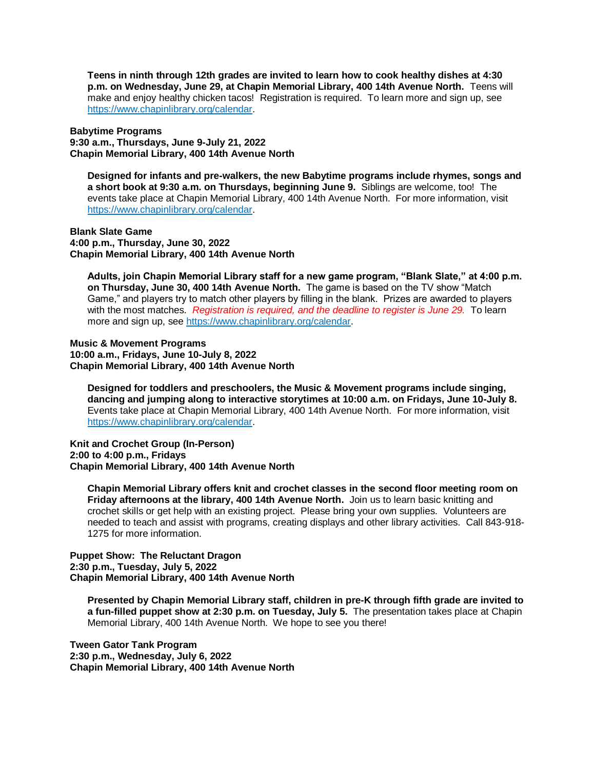**Teens in ninth through 12th grades are invited to learn how to cook healthy dishes at 4:30 p.m. on Wednesday, June 29, at Chapin Memorial Library, 400 14th Avenue North.** Teens will make and enjoy healthy chicken tacos! Registration is required. To learn more and sign up, see https://www.chapinlibrary.org/calendar.

**Babytime Programs**
**9:30 a.m., Thursdays, June 9-July 21, 2022**
**Chapin Memorial Library, 400 14th Avenue North**

**Designed for infants and pre-walkers, the new Babytime programs include rhymes, songs and a short book at 9:30 a.m. on Thursdays, beginning June 9.** Siblings are welcome, too! The events take place at Chapin Memorial Library, 400 14th Avenue North. For more information, visit https://www.chapinlibrary.org/calendar.

**Blank Slate Game**
**4:00 p.m., Thursday, June 30, 2022**
**Chapin Memorial Library, 400 14th Avenue North**

**Adults, join Chapin Memorial Library staff for a new game program, "Blank Slate," at 4:00 p.m. on Thursday, June 30, 400 14th Avenue North.** The game is based on the TV show "Match Game," and players try to match other players by filling in the blank. Prizes are awarded to players with the most matches. *Registration is required, and the deadline to register is June 29.* To learn more and sign up, see https://www.chapinlibrary.org/calendar.

**Music & Movement Programs**
**10:00 a.m., Fridays, June 10-July 8, 2022**
**Chapin Memorial Library, 400 14th Avenue North**

**Designed for toddlers and preschoolers, the Music & Movement programs include singing, dancing and jumping along to interactive storytimes at 10:00 a.m. on Fridays, June 10-July 8.** Events take place at Chapin Memorial Library, 400 14th Avenue North. For more information, visit https://www.chapinlibrary.org/calendar.

**Knit and Crochet Group (In-Person)**
**2:00 to 4:00 p.m., Fridays**
**Chapin Memorial Library, 400 14th Avenue North**

**Chapin Memorial Library offers knit and crochet classes in the second floor meeting room on Friday afternoons at the library, 400 14th Avenue North.** Join us to learn basic knitting and crochet skills or get help with an existing project. Please bring your own supplies. Volunteers are needed to teach and assist with programs, creating displays and other library activities. Call 843-918-1275 for more information.

**Puppet Show: The Reluctant Dragon**
**2:30 p.m., Tuesday, July 5, 2022**
**Chapin Memorial Library, 400 14th Avenue North**

**Presented by Chapin Memorial Library staff, children in pre-K through fifth grade are invited to a fun-filled puppet show at 2:30 p.m. on Tuesday, July 5.** The presentation takes place at Chapin Memorial Library, 400 14th Avenue North. We hope to see you there!

**Tween Gator Tank Program**
**2:30 p.m., Wednesday, July 6, 2022**
**Chapin Memorial Library, 400 14th Avenue North**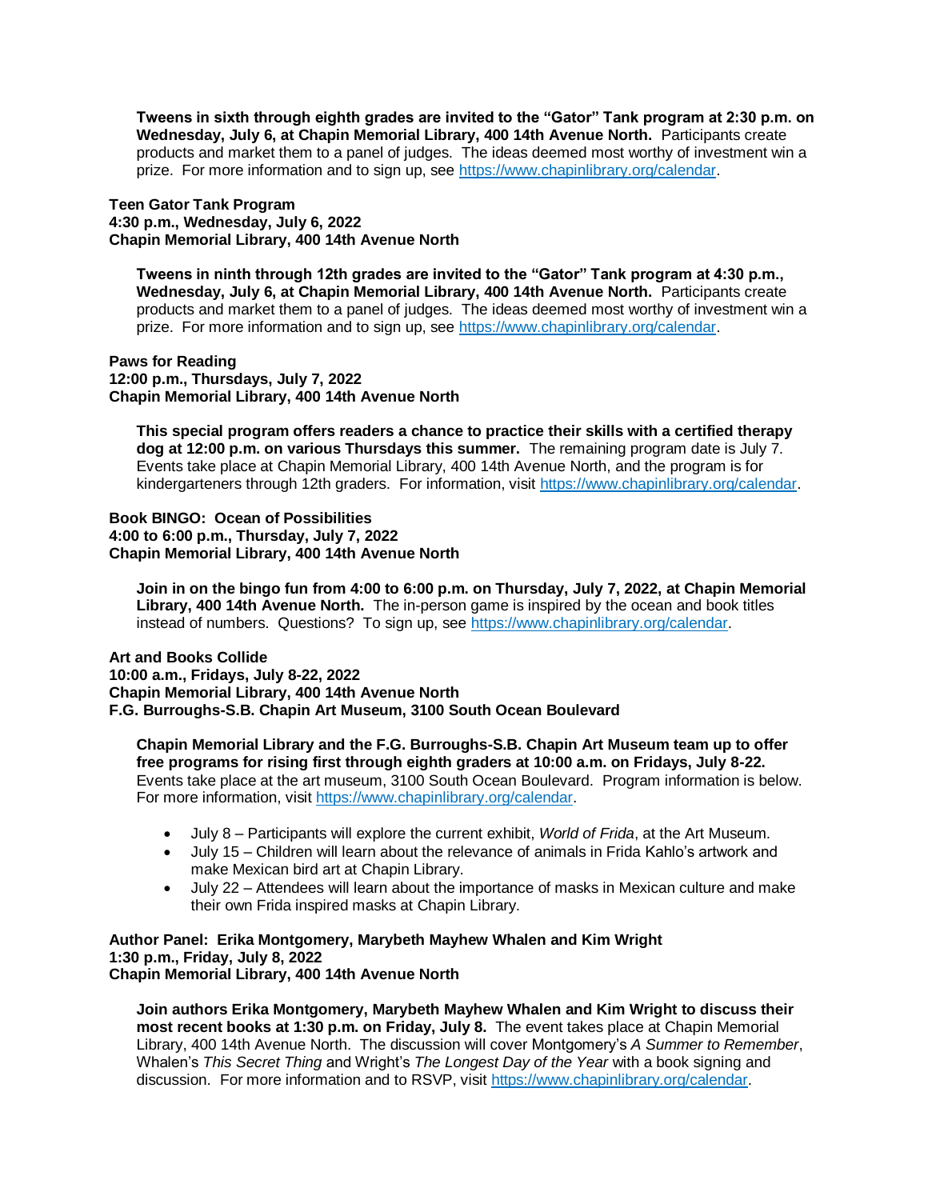**Tweens in sixth through eighth grades are invited to the "Gator" Tank program at 2:30 p.m. on Wednesday, July 6, at Chapin Memorial Library, 400 14th Avenue North.** Participants create products and market them to a panel of judges. The ideas deemed most worthy of investment win a prize. For more information and to sign up, see https://www.chapinlibrary.org/calendar.

**Teen Gator Tank Program**
**4:30 p.m., Wednesday, July 6, 2022**
**Chapin Memorial Library, 400 14th Avenue North**

**Tweens in ninth through 12th grades are invited to the "Gator" Tank program at 4:30 p.m., Wednesday, July 6, at Chapin Memorial Library, 400 14th Avenue North.** Participants create products and market them to a panel of judges. The ideas deemed most worthy of investment win a prize. For more information and to sign up, see https://www.chapinlibrary.org/calendar.

**Paws for Reading**
**12:00 p.m., Thursdays, July 7, 2022**
**Chapin Memorial Library, 400 14th Avenue North**

**This special program offers readers a chance to practice their skills with a certified therapy dog at 12:00 p.m. on various Thursdays this summer.** The remaining program date is July 7. Events take place at Chapin Memorial Library, 400 14th Avenue North, and the program is for kindergarteners through 12th graders. For information, visit https://www.chapinlibrary.org/calendar.

**Book BINGO: Ocean of Possibilities**
**4:00 to 6:00 p.m., Thursday, July 7, 2022**
**Chapin Memorial Library, 400 14th Avenue North**

**Join in on the bingo fun from 4:00 to 6:00 p.m. on Thursday, July 7, 2022, at Chapin Memorial Library, 400 14th Avenue North.** The in-person game is inspired by the ocean and book titles instead of numbers. Questions? To sign up, see https://www.chapinlibrary.org/calendar.

**Art and Books Collide**
**10:00 a.m., Fridays, July 8-22, 2022**
**Chapin Memorial Library, 400 14th Avenue North**
**F.G. Burroughs-S.B. Chapin Art Museum, 3100 South Ocean Boulevard**

**Chapin Memorial Library and the F.G. Burroughs-S.B. Chapin Art Museum team up to offer free programs for rising first through eighth graders at 10:00 a.m. on Fridays, July 8-22.** Events take place at the art museum, 3100 South Ocean Boulevard. Program information is below. For more information, visit https://www.chapinlibrary.org/calendar.

- July 8 – Participants will explore the current exhibit, *World of Frida*, at the Art Museum.
- July 15 – Children will learn about the relevance of animals in Frida Kahlo's artwork and make Mexican bird art at Chapin Library.
- July 22 – Attendees will learn about the importance of masks in Mexican culture and make their own Frida inspired masks at Chapin Library.

**Author Panel: Erika Montgomery, Marybeth Mayhew Whalen and Kim Wright**
**1:30 p.m., Friday, July 8, 2022**
**Chapin Memorial Library, 400 14th Avenue North**

**Join authors Erika Montgomery, Marybeth Mayhew Whalen and Kim Wright to discuss their most recent books at 1:30 p.m. on Friday, July 8.** The event takes place at Chapin Memorial Library, 400 14th Avenue North. The discussion will cover Montgomery's *A Summer to Remember*, Whalen's *This Secret Thing* and Wright's *The Longest Day of the Year* with a book signing and discussion. For more information and to RSVP, visit https://www.chapinlibrary.org/calendar.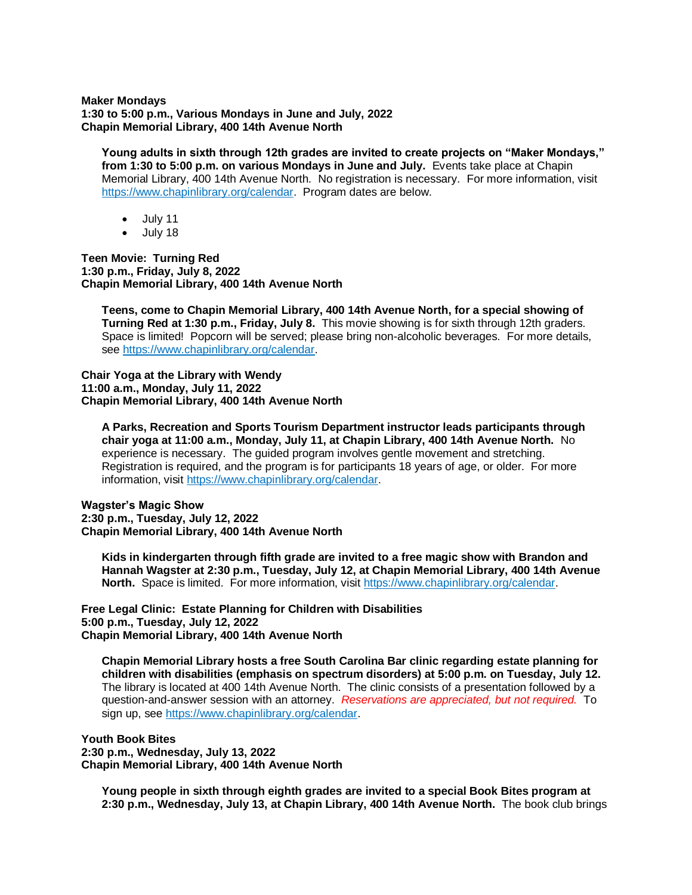**Maker Mondays**
**1:30 to 5:00 p.m., Various Mondays in June and July, 2022**
**Chapin Memorial Library, 400 14th Avenue North**

> **Young adults in sixth through 12th grades are invited to create projects on "Maker Mondays," from 1:30 to 5:00 p.m. on various Mondays in June and July.** Events take place at Chapin Memorial Library, 400 14th Avenue North. No registration is necessary. For more information, visit https://www.chapinlibrary.org/calendar. Program dates are below.
>
> - July 11
> - July 18

**Teen Movie: Turning Red**
**1:30 p.m., Friday, July 8, 2022**
**Chapin Memorial Library, 400 14th Avenue North**

> **Teens, come to Chapin Memorial Library, 400 14th Avenue North, for a special showing of Turning Red at 1:30 p.m., Friday, July 8.** This movie showing is for sixth through 12th graders. Space is limited! Popcorn will be served; please bring non-alcoholic beverages. For more details, see https://www.chapinlibrary.org/calendar.

**Chair Yoga at the Library with Wendy**
**11:00 a.m., Monday, July 11, 2022**
**Chapin Memorial Library, 400 14th Avenue North**

> **A Parks, Recreation and Sports Tourism Department instructor leads participants through chair yoga at 11:00 a.m., Monday, July 11, at Chapin Library, 400 14th Avenue North.** No experience is necessary. The guided program involves gentle movement and stretching. Registration is required, and the program is for participants 18 years of age, or older. For more information, visit https://www.chapinlibrary.org/calendar.

**Wagster's Magic Show**
**2:30 p.m., Tuesday, July 12, 2022**
**Chapin Memorial Library, 400 14th Avenue North**

> **Kids in kindergarten through fifth grade are invited to a free magic show with Brandon and Hannah Wagster at 2:30 p.m., Tuesday, July 12, at Chapin Memorial Library, 400 14th Avenue North.** Space is limited. For more information, visit https://www.chapinlibrary.org/calendar.

**Free Legal Clinic: Estate Planning for Children with Disabilities**
**5:00 p.m., Tuesday, July 12, 2022**
**Chapin Memorial Library, 400 14th Avenue North**

> **Chapin Memorial Library hosts a free South Carolina Bar clinic regarding estate planning for children with disabilities (emphasis on spectrum disorders) at 5:00 p.m. on Tuesday, July 12.** The library is located at 400 14th Avenue North. The clinic consists of a presentation followed by a question-and-answer session with an attorney. *Reservations are appreciated, but not required.* To sign up, see https://www.chapinlibrary.org/calendar.

**Youth Book Bites**
**2:30 p.m., Wednesday, July 13, 2022**
**Chapin Memorial Library, 400 14th Avenue North**

> **Young people in sixth through eighth grades are invited to a special Book Bites program at 2:30 p.m., Wednesday, July 13, at Chapin Library, 400 14th Avenue North.** The book club brings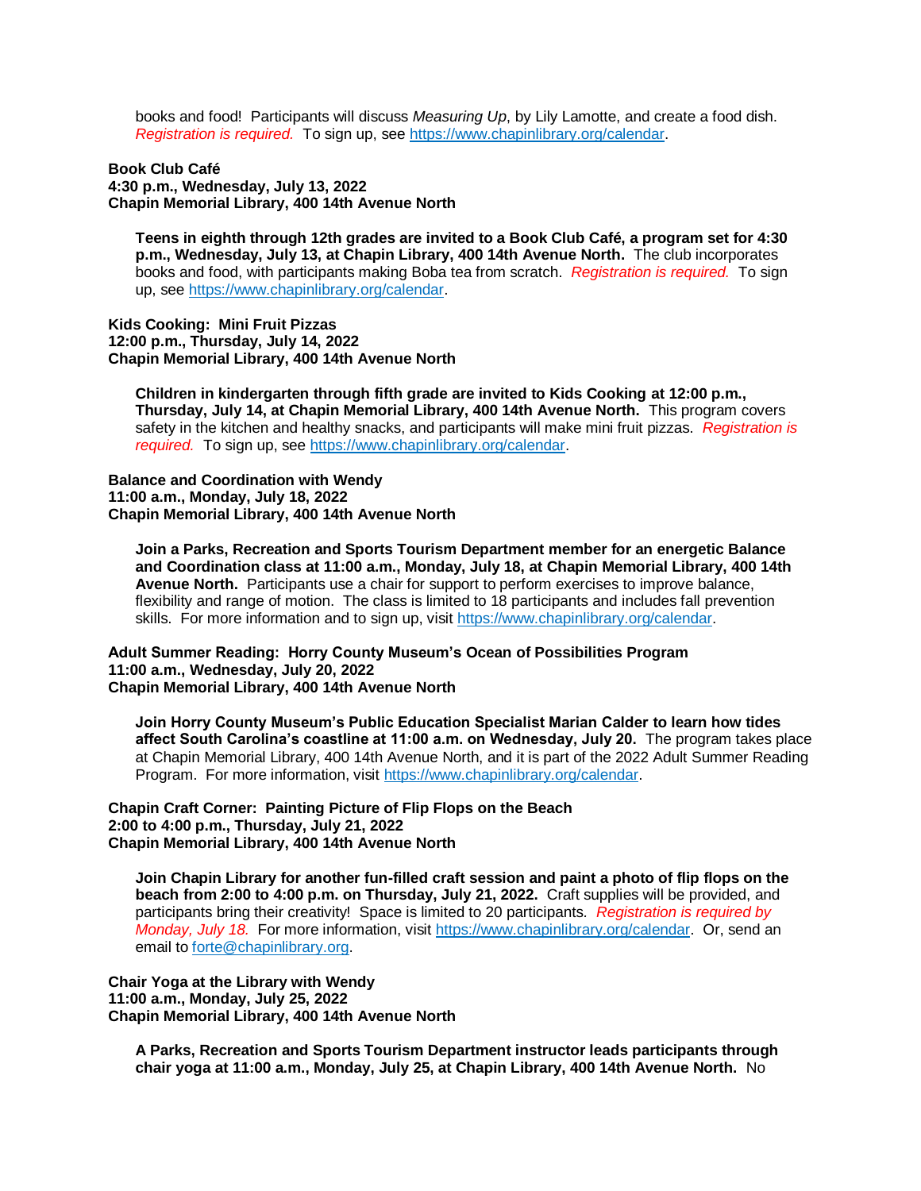books and food! Participants will discuss *Measuring Up*, by Lily Lamotte, and create a food dish. *Registration is required.* To sign up, see https://www.chapinlibrary.org/calendar.

**Book Club Café**
**4:30 p.m., Wednesday, July 13, 2022**
**Chapin Memorial Library, 400 14th Avenue North**

**Teens in eighth through 12th grades are invited to a Book Club Café, a program set for 4:30 p.m., Wednesday, July 13, at Chapin Library, 400 14th Avenue North.** The club incorporates books and food, with participants making Boba tea from scratch. *Registration is required.* To sign up, see https://www.chapinlibrary.org/calendar.

**Kids Cooking: Mini Fruit Pizzas**
**12:00 p.m., Thursday, July 14, 2022**
**Chapin Memorial Library, 400 14th Avenue North**

**Children in kindergarten through fifth grade are invited to Kids Cooking at 12:00 p.m., Thursday, July 14, at Chapin Memorial Library, 400 14th Avenue North.** This program covers safety in the kitchen and healthy snacks, and participants will make mini fruit pizzas. *Registration is required.* To sign up, see https://www.chapinlibrary.org/calendar.

**Balance and Coordination with Wendy**
**11:00 a.m., Monday, July 18, 2022**
**Chapin Memorial Library, 400 14th Avenue North**

**Join a Parks, Recreation and Sports Tourism Department member for an energetic Balance and Coordination class at 11:00 a.m., Monday, July 18, at Chapin Memorial Library, 400 14th Avenue North.** Participants use a chair for support to perform exercises to improve balance, flexibility and range of motion. The class is limited to 18 participants and includes fall prevention skills. For more information and to sign up, visit https://www.chapinlibrary.org/calendar.

**Adult Summer Reading: Horry County Museum's Ocean of Possibilities Program**
**11:00 a.m., Wednesday, July 20, 2022**
**Chapin Memorial Library, 400 14th Avenue North**

**Join Horry County Museum's Public Education Specialist Marian Calder to learn how tides affect South Carolina's coastline at 11:00 a.m. on Wednesday, July 20.** The program takes place at Chapin Memorial Library, 400 14th Avenue North, and it is part of the 2022 Adult Summer Reading Program. For more information, visit https://www.chapinlibrary.org/calendar.

**Chapin Craft Corner: Painting Picture of Flip Flops on the Beach**
**2:00 to 4:00 p.m., Thursday, July 21, 2022**
**Chapin Memorial Library, 400 14th Avenue North**

**Join Chapin Library for another fun-filled craft session and paint a photo of flip flops on the beach from 2:00 to 4:00 p.m. on Thursday, July 21, 2022.** Craft supplies will be provided, and participants bring their creativity! Space is limited to 20 participants. *Registration is required by Monday, July 18.* For more information, visit https://www.chapinlibrary.org/calendar. Or, send an email to forte@chapinlibrary.org.

**Chair Yoga at the Library with Wendy**
**11:00 a.m., Monday, July 25, 2022**
**Chapin Memorial Library, 400 14th Avenue North**

**A Parks, Recreation and Sports Tourism Department instructor leads participants through chair yoga at 11:00 a.m., Monday, July 25, at Chapin Library, 400 14th Avenue North.** No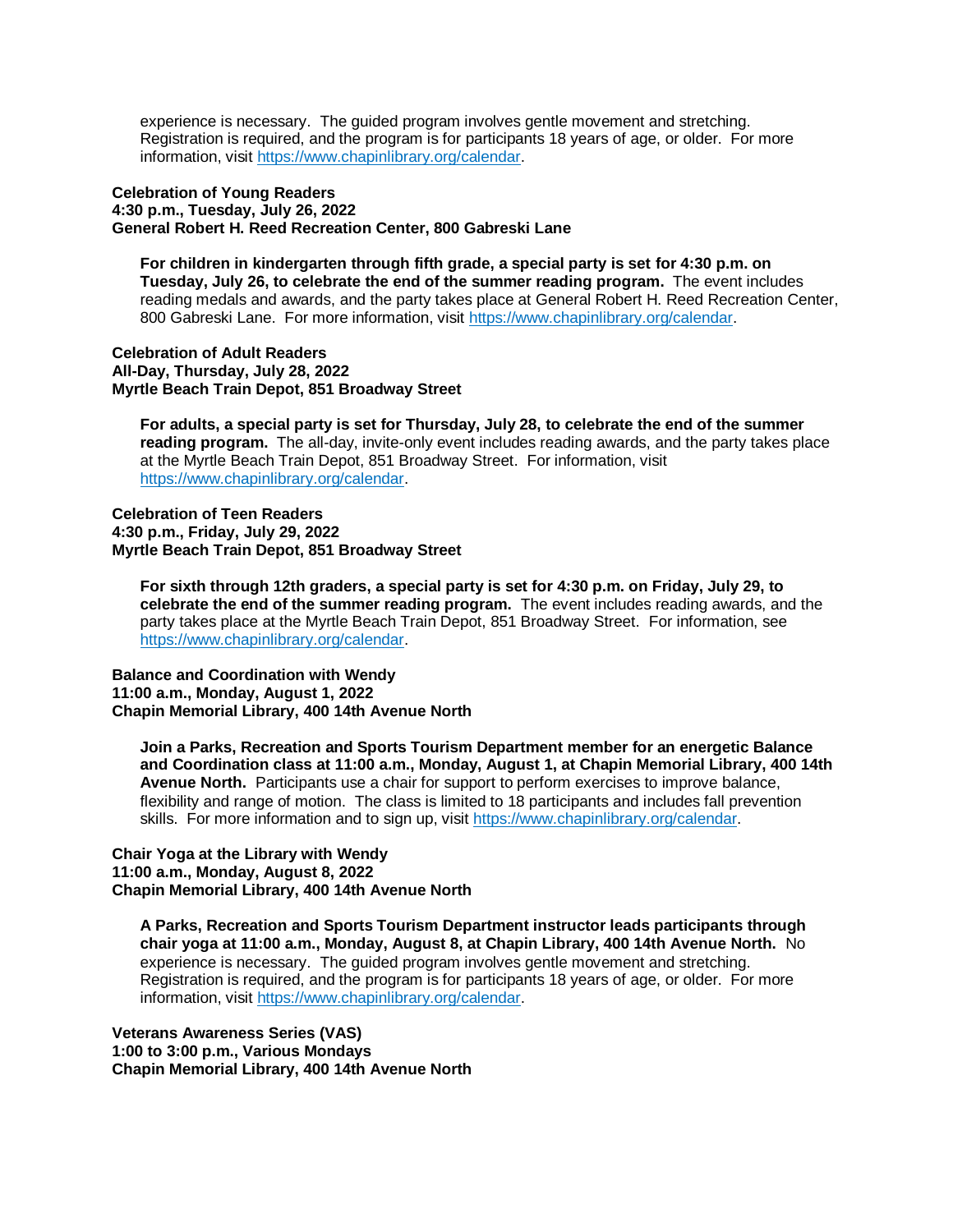experience is necessary. The guided program involves gentle movement and stretching. Registration is required, and the program is for participants 18 years of age, or older. For more information, visit https://www.chapinlibrary.org/calendar.

**Celebration of Young Readers**
**4:30 p.m., Tuesday, July 26, 2022**
**General Robert H. Reed Recreation Center, 800 Gabreski Lane**

**For children in kindergarten through fifth grade, a special party is set for 4:30 p.m. on Tuesday, July 26, to celebrate the end of the summer reading program.** The event includes reading medals and awards, and the party takes place at General Robert H. Reed Recreation Center, 800 Gabreski Lane. For more information, visit https://www.chapinlibrary.org/calendar.

**Celebration of Adult Readers**
**All-Day, Thursday, July 28, 2022**
**Myrtle Beach Train Depot, 851 Broadway Street**

**For adults, a special party is set for Thursday, July 28, to celebrate the end of the summer reading program.** The all-day, invite-only event includes reading awards, and the party takes place at the Myrtle Beach Train Depot, 851 Broadway Street. For information, visit https://www.chapinlibrary.org/calendar.

**Celebration of Teen Readers**
**4:30 p.m., Friday, July 29, 2022**
**Myrtle Beach Train Depot, 851 Broadway Street**

**For sixth through 12th graders, a special party is set for 4:30 p.m. on Friday, July 29, to celebrate the end of the summer reading program.** The event includes reading awards, and the party takes place at the Myrtle Beach Train Depot, 851 Broadway Street. For information, see https://www.chapinlibrary.org/calendar.

**Balance and Coordination with Wendy**
**11:00 a.m., Monday, August 1, 2022**
**Chapin Memorial Library, 400 14th Avenue North**

**Join a Parks, Recreation and Sports Tourism Department member for an energetic Balance and Coordination class at 11:00 a.m., Monday, August 1, at Chapin Memorial Library, 400 14th Avenue North.** Participants use a chair for support to perform exercises to improve balance, flexibility and range of motion. The class is limited to 18 participants and includes fall prevention skills. For more information and to sign up, visit https://www.chapinlibrary.org/calendar.

**Chair Yoga at the Library with Wendy**
**11:00 a.m., Monday, August 8, 2022**
**Chapin Memorial Library, 400 14th Avenue North**

**A Parks, Recreation and Sports Tourism Department instructor leads participants through chair yoga at 11:00 a.m., Monday, August 8, at Chapin Library, 400 14th Avenue North.** No experience is necessary. The guided program involves gentle movement and stretching. Registration is required, and the program is for participants 18 years of age, or older. For more information, visit https://www.chapinlibrary.org/calendar.

**Veterans Awareness Series (VAS)**
**1:00 to 3:00 p.m., Various Mondays**
**Chapin Memorial Library, 400 14th Avenue North**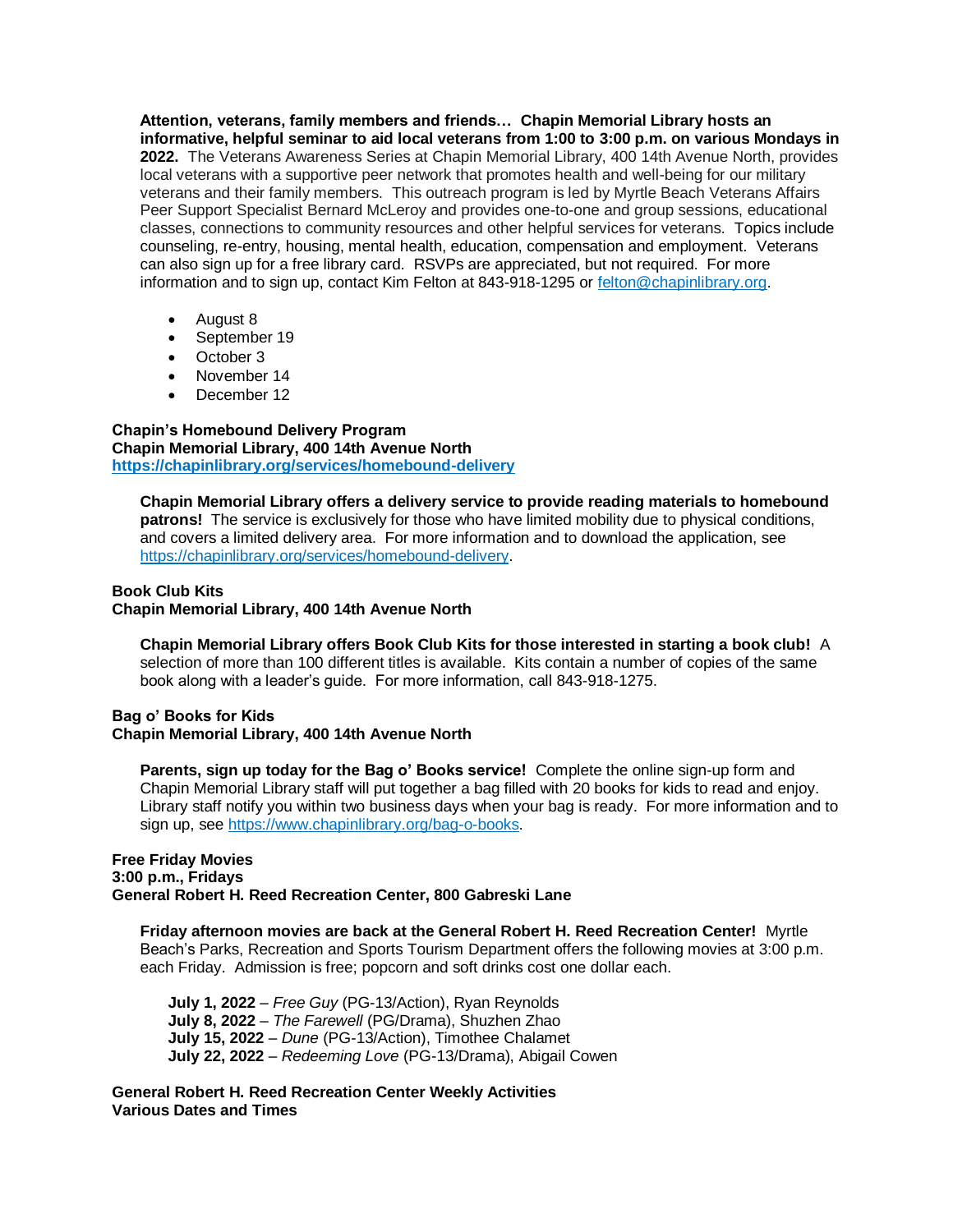**Attention, veterans, family members and friends… Chapin Memorial Library hosts an informative, helpful seminar to aid local veterans from 1:00 to 3:00 p.m. on various Mondays in 2022.** The Veterans Awareness Series at Chapin Memorial Library, 400 14th Avenue North, provides local veterans with a supportive peer network that promotes health and well-being for our military veterans and their family members. This outreach program is led by Myrtle Beach Veterans Affairs Peer Support Specialist Bernard McLeroy and provides one-to-one and group sessions, educational classes, connections to community resources and other helpful services for veterans. Topics include counseling, re-entry, housing, mental health, education, compensation and employment. Veterans can also sign up for a free library card. RSVPs are appreciated, but not required. For more information and to sign up, contact Kim Felton at 843-918-1295 or felton@chapinlibrary.org.

- August 8
- September 19
- October 3
- November 14
- December 12

**Chapin's Homebound Delivery Program**
**Chapin Memorial Library, 400 14th Avenue North**
**https://chapinlibrary.org/services/homebound-delivery**

**Chapin Memorial Library offers a delivery service to provide reading materials to homebound patrons!** The service is exclusively for those who have limited mobility due to physical conditions, and covers a limited delivery area. For more information and to download the application, see https://chapinlibrary.org/services/homebound-delivery.

**Book Club Kits**
**Chapin Memorial Library, 400 14th Avenue North**

**Chapin Memorial Library offers Book Club Kits for those interested in starting a book club!** A selection of more than 100 different titles is available. Kits contain a number of copies of the same book along with a leader's guide. For more information, call 843-918-1275.

**Bag o' Books for Kids**
**Chapin Memorial Library, 400 14th Avenue North**

**Parents, sign up today for the Bag o' Books service!** Complete the online sign-up form and Chapin Memorial Library staff will put together a bag filled with 20 books for kids to read and enjoy. Library staff notify you within two business days when your bag is ready. For more information and to sign up, see https://www.chapinlibrary.org/bag-o-books.

**Free Friday Movies**
**3:00 p.m., Fridays**
**General Robert H. Reed Recreation Center, 800 Gabreski Lane**

**Friday afternoon movies are back at the General Robert H. Reed Recreation Center!** Myrtle Beach's Parks, Recreation and Sports Tourism Department offers the following movies at 3:00 p.m. each Friday. Admission is free; popcorn and soft drinks cost one dollar each.

**July 1, 2022** – *Free Guy* (PG-13/Action), Ryan Reynolds
**July 8, 2022** – *The Farewell* (PG/Drama), Shuzhen Zhao
**July 15, 2022** – *Dune* (PG-13/Action), Timothee Chalamet
**July 22, 2022** – *Redeeming Love* (PG-13/Drama), Abigail Cowen

**General Robert H. Reed Recreation Center Weekly Activities**
**Various Dates and Times**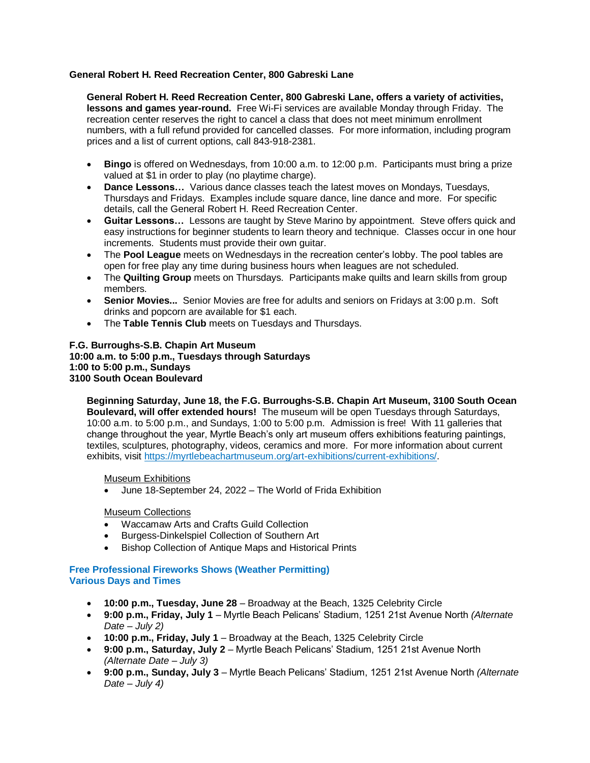**General Robert H. Reed Recreation Center, 800 Gabreski Lane**

**General Robert H. Reed Recreation Center, 800 Gabreski Lane, offers a variety of activities, lessons and games year-round.** Free Wi-Fi services are available Monday through Friday. The recreation center reserves the right to cancel a class that does not meet minimum enrollment numbers, with a full refund provided for cancelled classes. For more information, including program prices and a list of current options, call 843-918-2381.

- **Bingo** is offered on Wednesdays, from 10:00 a.m. to 12:00 p.m. Participants must bring a prize valued at $1 in order to play (no playtime charge).
- **Dance Lessons…** Various dance classes teach the latest moves on Mondays, Tuesdays, Thursdays and Fridays. Examples include square dance, line dance and more. For specific details, call the General Robert H. Reed Recreation Center.
- **Guitar Lessons…** Lessons are taught by Steve Marino by appointment. Steve offers quick and easy instructions for beginner students to learn theory and technique. Classes occur in one hour increments. Students must provide their own guitar.
- The **Pool League** meets on Wednesdays in the recreation center's lobby. The pool tables are open for free play any time during business hours when leagues are not scheduled.
- The **Quilting Group** meets on Thursdays. Participants make quilts and learn skills from group members.
- **Senior Movies...** Senior Movies are free for adults and seniors on Fridays at 3:00 p.m. Soft drinks and popcorn are available for $1 each.
- The **Table Tennis Club** meets on Tuesdays and Thursdays.

**F.G. Burroughs-S.B. Chapin Art Museum**
**10:00 a.m. to 5:00 p.m., Tuesdays through Saturdays**
**1:00 to 5:00 p.m., Sundays**
**3100 South Ocean Boulevard**

**Beginning Saturday, June 18, the F.G. Burroughs-S.B. Chapin Art Museum, 3100 South Ocean Boulevard, will offer extended hours!** The museum will be open Tuesdays through Saturdays, 10:00 a.m. to 5:00 p.m., and Sundays, 1:00 to 5:00 p.m. Admission is free! With 11 galleries that change throughout the year, Myrtle Beach's only art museum offers exhibitions featuring paintings, textiles, sculptures, photography, videos, ceramics and more. For more information about current exhibits, visit https://myrtlebeachartmuseum.org/art-exhibitions/current-exhibitions/.

Museum Exhibitions

- June 18-September 24, 2022 – The World of Frida Exhibition

Museum Collections

- Waccamaw Arts and Crafts Guild Collection
- Burgess-Dinkelspiel Collection of Southern Art
- Bishop Collection of Antique Maps and Historical Prints

**Free Professional Fireworks Shows (Weather Permitting)**
**Various Days and Times**

- **10:00 p.m., Tuesday, June 28** – Broadway at the Beach, 1325 Celebrity Circle
- **9:00 p.m., Friday, July 1** – Myrtle Beach Pelicans' Stadium, 1251 21st Avenue North *(Alternate Date – July 2)*
- **10:00 p.m., Friday, July 1** – Broadway at the Beach, 1325 Celebrity Circle
- **9:00 p.m., Saturday, July 2** – Myrtle Beach Pelicans' Stadium, 1251 21st Avenue North *(Alternate Date – July 3)*
- **9:00 p.m., Sunday, July 3** – Myrtle Beach Pelicans' Stadium, 1251 21st Avenue North *(Alternate Date – July 4)*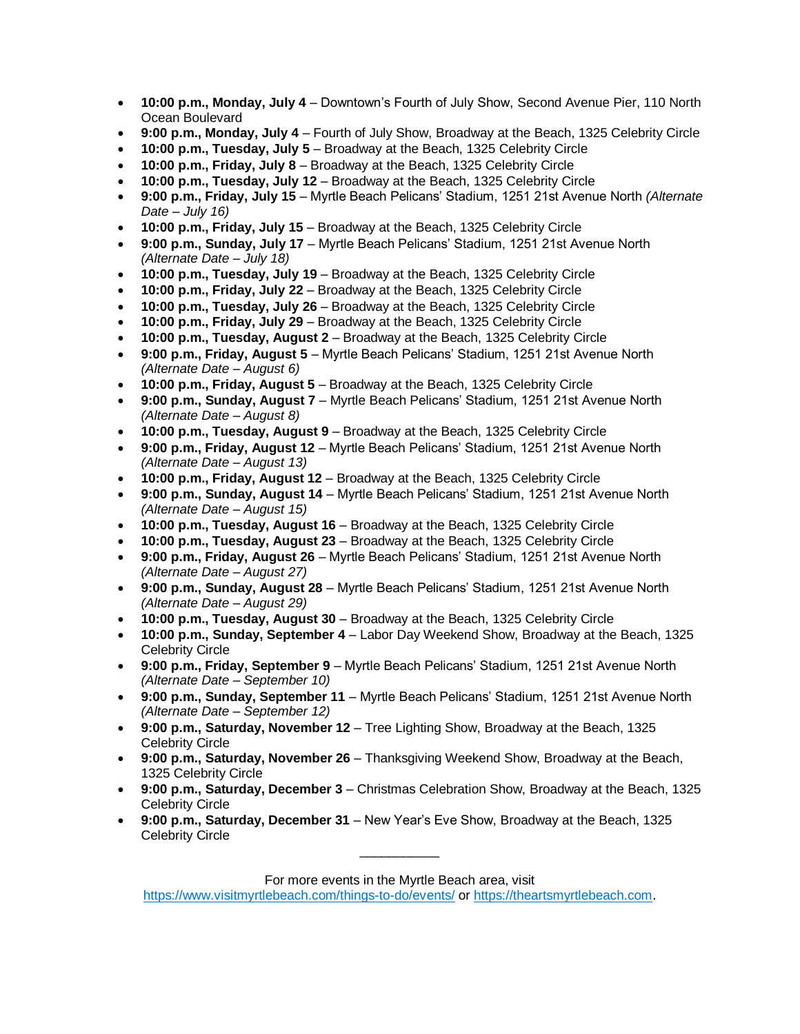- **10:00 p.m., Monday, July 4** – Downtown's Fourth of July Show, Second Avenue Pier, 110 North Ocean Boulevard
- **9:00 p.m., Monday, July 4** – Fourth of July Show, Broadway at the Beach, 1325 Celebrity Circle
- **10:00 p.m., Tuesday, July 5** – Broadway at the Beach, 1325 Celebrity Circle
- **10:00 p.m., Friday, July 8** – Broadway at the Beach, 1325 Celebrity Circle
- **10:00 p.m., Tuesday, July 12** – Broadway at the Beach, 1325 Celebrity Circle
- **9:00 p.m., Friday, July 15** – Myrtle Beach Pelicans' Stadium, 1251 21st Avenue North *(Alternate Date – July 16)*
- **10:00 p.m., Friday, July 15** – Broadway at the Beach, 1325 Celebrity Circle
- **9:00 p.m., Sunday, July 17** – Myrtle Beach Pelicans' Stadium, 1251 21st Avenue North *(Alternate Date – July 18)*
- **10:00 p.m., Tuesday, July 19** – Broadway at the Beach, 1325 Celebrity Circle
- **10:00 p.m., Friday, July 22** – Broadway at the Beach, 1325 Celebrity Circle
- **10:00 p.m., Tuesday, July 26** – Broadway at the Beach, 1325 Celebrity Circle
- **10:00 p.m., Friday, July 29** – Broadway at the Beach, 1325 Celebrity Circle
- **10:00 p.m., Tuesday, August 2** – Broadway at the Beach, 1325 Celebrity Circle
- **9:00 p.m., Friday, August 5** – Myrtle Beach Pelicans' Stadium, 1251 21st Avenue North *(Alternate Date – August 6)*
- **10:00 p.m., Friday, August 5** – Broadway at the Beach, 1325 Celebrity Circle
- **9:00 p.m., Sunday, August 7** – Myrtle Beach Pelicans' Stadium, 1251 21st Avenue North *(Alternate Date – August 8)*
- **10:00 p.m., Tuesday, August 9** – Broadway at the Beach, 1325 Celebrity Circle
- **9:00 p.m., Friday, August 12** – Myrtle Beach Pelicans' Stadium, 1251 21st Avenue North *(Alternate Date – August 13)*
- **10:00 p.m., Friday, August 12** – Broadway at the Beach, 1325 Celebrity Circle
- **9:00 p.m., Sunday, August 14** – Myrtle Beach Pelicans' Stadium, 1251 21st Avenue North *(Alternate Date – August 15)*
- **10:00 p.m., Tuesday, August 16** – Broadway at the Beach, 1325 Celebrity Circle
- **10:00 p.m., Tuesday, August 23** – Broadway at the Beach, 1325 Celebrity Circle
- **9:00 p.m., Friday, August 26** – Myrtle Beach Pelicans' Stadium, 1251 21st Avenue North *(Alternate Date – August 27)*
- **9:00 p.m., Sunday, August 28** – Myrtle Beach Pelicans' Stadium, 1251 21st Avenue North *(Alternate Date – August 29)*
- **10:00 p.m., Tuesday, August 30** – Broadway at the Beach, 1325 Celebrity Circle
- **10:00 p.m., Sunday, September 4** – Labor Day Weekend Show, Broadway at the Beach, 1325 Celebrity Circle
- **9:00 p.m., Friday, September 9** – Myrtle Beach Pelicans' Stadium, 1251 21st Avenue North *(Alternate Date – September 10)*
- **9:00 p.m., Sunday, September 11** – Myrtle Beach Pelicans' Stadium, 1251 21st Avenue North *(Alternate Date – September 12)*
- **9:00 p.m., Saturday, November 12** – Tree Lighting Show, Broadway at the Beach, 1325 Celebrity Circle
- **9:00 p.m., Saturday, November 26** – Thanksgiving Weekend Show, Broadway at the Beach, 1325 Celebrity Circle
- **9:00 p.m., Saturday, December 3** – Christmas Celebration Show, Broadway at the Beach, 1325 Celebrity Circle
- **9:00 p.m., Saturday, December 31** – New Year's Eve Show, Broadway at the Beach, 1325 Celebrity Circle

\_\_\_\_\_\_\_\_\_\_\_

For more events in the Myrtle Beach area, visit https://www.visitmyrtlebeach.com/things-to-do/events/ or https://theartsmyrtlebeach.com.